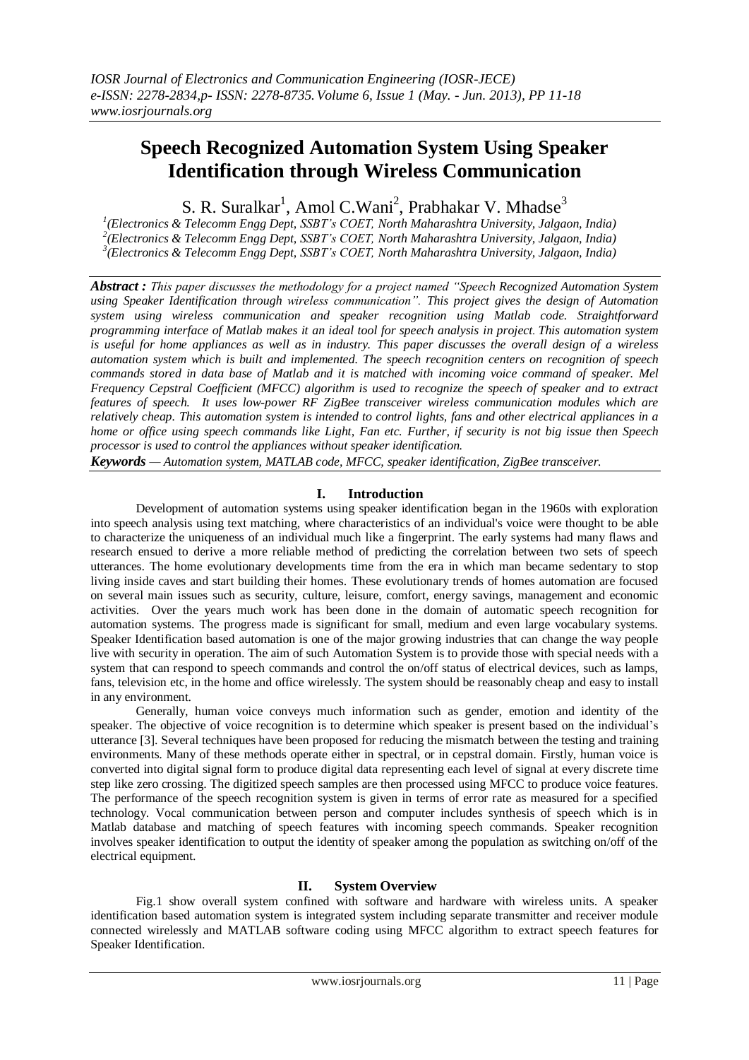# Speech Recognized Automation System Using Speaker Identification through Wireless Communication

S. R. Suralkar[1], Amol C.Wani[2], Prabhakar V. Mhadse[3]

[1](Electronics & Telecomm Engg Dept, SSBT's COET, North Maharashtra University, Jalgaon, India)
[2](Electronics & Telecomm Engg Dept, SSBT's COET, North Maharashtra University, Jalgaon, India)
[3](Electronics & Telecomm Engg Dept, SSBT's COET, North Maharashtra University, Jalgaon, India)

***Abstract :*** *This paper discusses the methodology for a project named "Speech Recognized Automation System using Speaker Identification through wireless communication". This project gives the design of Automation system using wireless communication and speaker recognition using Matlab code. Straightforward programming interface of Matlab makes it an ideal tool for speech analysis in project. This automation system is useful for home appliances as well as in industry. This paper discusses the overall design of a wireless automation system which is built and implemented. The speech recognition centers on recognition of speech commands stored in data base of Matlab and it is matched with incoming voice command of speaker. Mel Frequency Cepstral Coefficient (MFCC) algorithm is used to recognize the speech of speaker and to extract features of speech. It uses low-power RF ZigBee transceiver wireless communication modules which are relatively cheap. This automation system is intended to control lights, fans and other electrical appliances in a home or office using speech commands like Light, Fan etc. Further, if security is not big issue then Speech processor is used to control the appliances without speaker identification.*

***Keywords*** *— Automation system, MATLAB code, MFCC, speaker identification, ZigBee transceiver.*

## I. Introduction

Development of automation systems using speaker identification began in the 1960s with exploration into speech analysis using text matching, where characteristics of an individual's voice were thought to be able to characterize the uniqueness of an individual much like a fingerprint. The early systems had many flaws and research ensued to derive a more reliable method of predicting the correlation between two sets of speech utterances. The home evolutionary developments time from the era in which man became sedentary to stop living inside caves and start building their homes. These evolutionary trends of homes automation are focused on several main issues such as security, culture, leisure, comfort, energy savings, management and economic activities. Over the years much work has been done in the domain of automatic speech recognition for automation systems. The progress made is significant for small, medium and even large vocabulary systems. Speaker Identification based automation is one of the major growing industries that can change the way people live with security in operation. The aim of such Automation System is to provide those with special needs with a system that can respond to speech commands and control the on/off status of electrical devices, such as lamps, fans, television etc, in the home and office wirelessly. The system should be reasonably cheap and easy to install in any environment.

Generally, human voice conveys much information such as gender, emotion and identity of the speaker. The objective of voice recognition is to determine which speaker is present based on the individual's utterance [3]. Several techniques have been proposed for reducing the mismatch between the testing and training environments. Many of these methods operate either in spectral, or in cepstral domain. Firstly, human voice is converted into digital signal form to produce digital data representing each level of signal at every discrete time step like zero crossing. The digitized speech samples are then processed using MFCC to produce voice features. The performance of the speech recognition system is given in terms of error rate as measured for a specified technology. Vocal communication between person and computer includes synthesis of speech which is in Matlab database and matching of speech features with incoming speech commands. Speaker recognition involves speaker identification to output the identity of speaker among the population as switching on/off of the electrical equipment.

## II. System Overview

Fig.1 show overall system confined with software and hardware with wireless units. A speaker identification based automation system is integrated system including separate transmitter and receiver module connected wirelessly and MATLAB software coding using MFCC algorithm to extract speech features for Speaker Identification.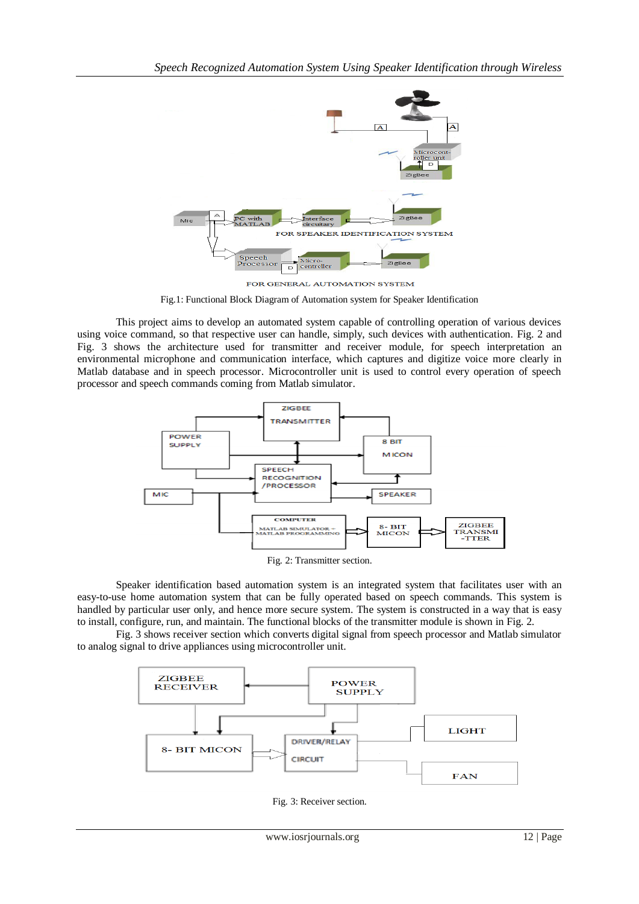Fig.1: Functional Block Diagram of Automation system for Speaker Identification

This project aims to develop an automated system capable of controlling operation of various devices using voice command, so that respective user can handle, simply, such devices with authentication. Fig. 2 and Fig. 3 shows the architecture used for transmitter and receiver module, for speech interpretation an environmental microphone and communication interface, which captures and digitize voice more clearly in Matlab database and in speech processor. Microcontroller unit is used to control every operation of speech processor and speech commands coming from Matlab simulator.

Fig. 2: Transmitter section.

Speaker identification based automation system is an integrated system that facilitates user with an easy-to-use home automation system that can be fully operated based on speech commands. This system is handled by particular user only, and hence more secure system. The system is constructed in a way that is easy to install, configure, run, and maintain. The functional blocks of the transmitter module is shown in Fig. 2.

Fig. 3 shows receiver section which converts digital signal from speech processor and Matlab simulator to analog signal to drive appliances using microcontroller unit.

Fig. 3: Receiver section.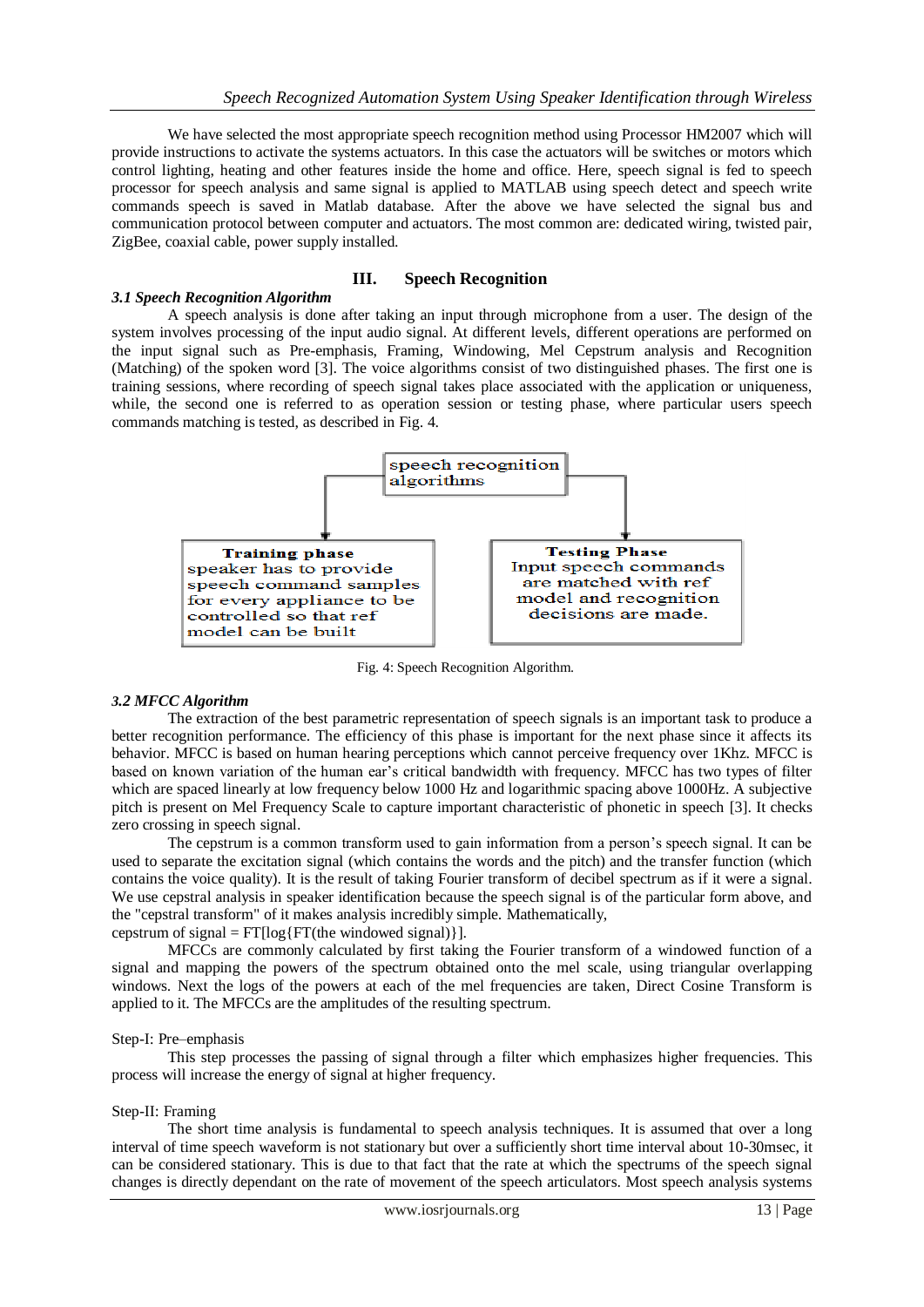We have selected the most appropriate speech recognition method using Processor HM2007 which will provide instructions to activate the systems actuators. In this case the actuators will be switches or motors which control lighting, heating and other features inside the home and office. Here, speech signal is fed to speech processor for speech analysis and same signal is applied to MATLAB using speech detect and speech write commands speech is saved in Matlab database. After the above we have selected the signal bus and communication protocol between computer and actuators. The most common are: dedicated wiring, twisted pair, ZigBee, coaxial cable, power supply installed.

## III. Speech Recognition

### *3.1 Speech Recognition Algorithm*

A speech analysis is done after taking an input through microphone from a user. The design of the system involves processing of the input audio signal. At different levels, different operations are performed on the input signal such as Pre-emphasis, Framing, Windowing, Mel Cepstrum analysis and Recognition (Matching) of the spoken word [3]. The voice algorithms consist of two distinguished phases. The first one is training sessions, where recording of speech signal takes place associated with the application or uniqueness, while, the second one is referred to as operation session or testing phase, where particular users speech commands matching is tested, as described in Fig. 4.

speech recognition algorithms

**Training phase** speaker has to provide speech command samples for every appliance to be controlled so that ref model can be built

**Testing Phase** Input speech commands are matched with ref model and recognition decisions are made.

Fig. 4: Speech Recognition Algorithm.

### *3.2 MFCC Algorithm*

The extraction of the best parametric representation of speech signals is an important task to produce a better recognition performance. The efficiency of this phase is important for the next phase since it affects its behavior. MFCC is based on human hearing perceptions which cannot perceive frequency over 1Khz. MFCC is based on known variation of the human ear's critical bandwidth with frequency. MFCC has two types of filter which are spaced linearly at low frequency below 1000 Hz and logarithmic spacing above 1000Hz. A subjective pitch is present on Mel Frequency Scale to capture important characteristic of phonetic in speech [3]. It checks zero crossing in speech signal.

The cepstrum is a common transform used to gain information from a person's speech signal. It can be used to separate the excitation signal (which contains the words and the pitch) and the transfer function (which contains the voice quality). It is the result of taking Fourier transform of decibel spectrum as if it were a signal. We use cepstral analysis in speaker identification because the speech signal is of the particular form above, and the "cepstral transform" of it makes analysis incredibly simple. Mathematically,

cepstrum of signal = FT[log{FT(the windowed signal)}].

MFCCs are commonly calculated by first taking the Fourier transform of a windowed function of a signal and mapping the powers of the spectrum obtained onto the mel scale, using triangular overlapping windows. Next the logs of the powers at each of the mel frequencies are taken, Direct Cosine Transform is applied to it. The MFCCs are the amplitudes of the resulting spectrum.

Step-I: Pre–emphasis

This step processes the passing of signal through a filter which emphasizes higher frequencies. This process will increase the energy of signal at higher frequency.

Step-II: Framing

The short time analysis is fundamental to speech analysis techniques. It is assumed that over a long interval of time speech waveform is not stationary but over a sufficiently short time interval about 10-30msec, it can be considered stationary. This is due to that fact that the rate at which the spectrums of the speech signal changes is directly dependant on the rate of movement of the speech articulators. Most speech analysis systems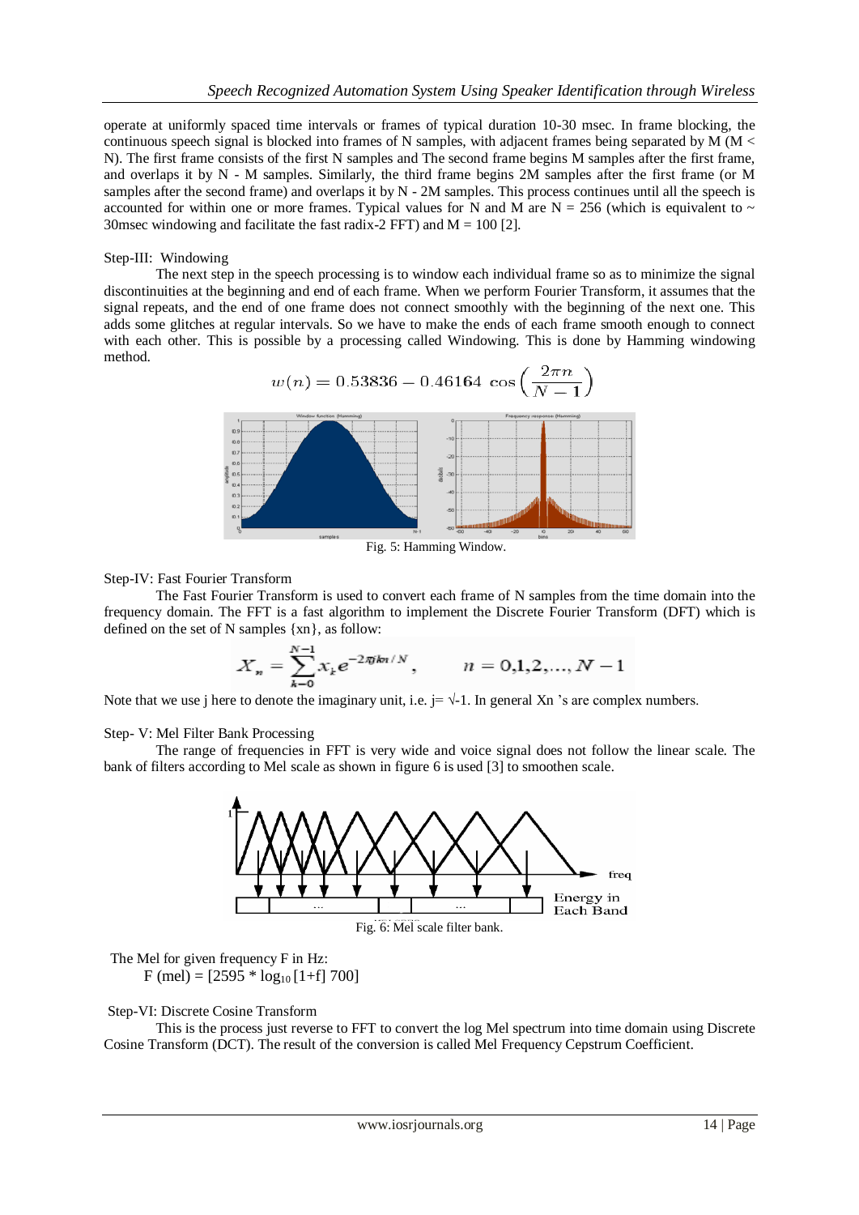operate at uniformly spaced time intervals or frames of typical duration 10-30 msec. In frame blocking, the continuous speech signal is blocked into frames of N samples, with adjacent frames being separated by M (M < N). The first frame consists of the first N samples and The second frame begins M samples after the first frame, and overlaps it by N - M samples. Similarly, the third frame begins 2M samples after the first frame (or M samples after the second frame) and overlaps it by N - 2M samples. This process continues until all the speech is accounted for within one or more frames. Typical values for N and M are N = 256 (which is equivalent to ~ 30msec windowing and facilitate the fast radix-2 FFT) and M = 100 [2].

Step-III: Windowing

The next step in the speech processing is to window each individual frame so as to minimize the signal discontinuities at the beginning and end of each frame. When we perform Fourier Transform, it assumes that the signal repeats, and the end of one frame does not connect smoothly with the beginning of the next one. This adds some glitches at regular intervals. So we have to make the ends of each frame smooth enough to connect with each other. This is possible by a processing called Windowing. This is done by Hamming windowing method.

$$w(n) = 0.53836 - 0.46164 \cos\left(\frac{2\pi n}{N-1}\right)$$

Fig. 5: Hamming Window.

Step-IV: Fast Fourier Transform

The Fast Fourier Transform is used to convert each frame of N samples from the time domain into the frequency domain. The FFT is a fast algorithm to implement the Discrete Fourier Transform (DFT) which is defined on the set of N samples {xn}, as follow:

$$X_n = \sum_{k=0}^{N-1} x_k e^{-2\pi jkn/N}, \qquad n = 0,1,2,\ldots,N-1$$

Note that we use j here to denote the imaginary unit, i.e. $j = \sqrt{-1}$. In general Xn 's are complex numbers.

Step- V: Mel Filter Bank Processing

The range of frequencies in FFT is very wide and voice signal does not follow the linear scale. The bank of filters according to Mel scale as shown in figure 6 is used [3] to smoothen scale.

Fig. 6: Mel scale filter bank.

The Mel for given frequency F in Hz:

F (mel) = [2595 * $\log_{10}$ [1+f] 700]

Step-VI: Discrete Cosine Transform

This is the process just reverse to FFT to convert the log Mel spectrum into time domain using Discrete Cosine Transform (DCT). The result of the conversion is called Mel Frequency Cepstrum Coefficient.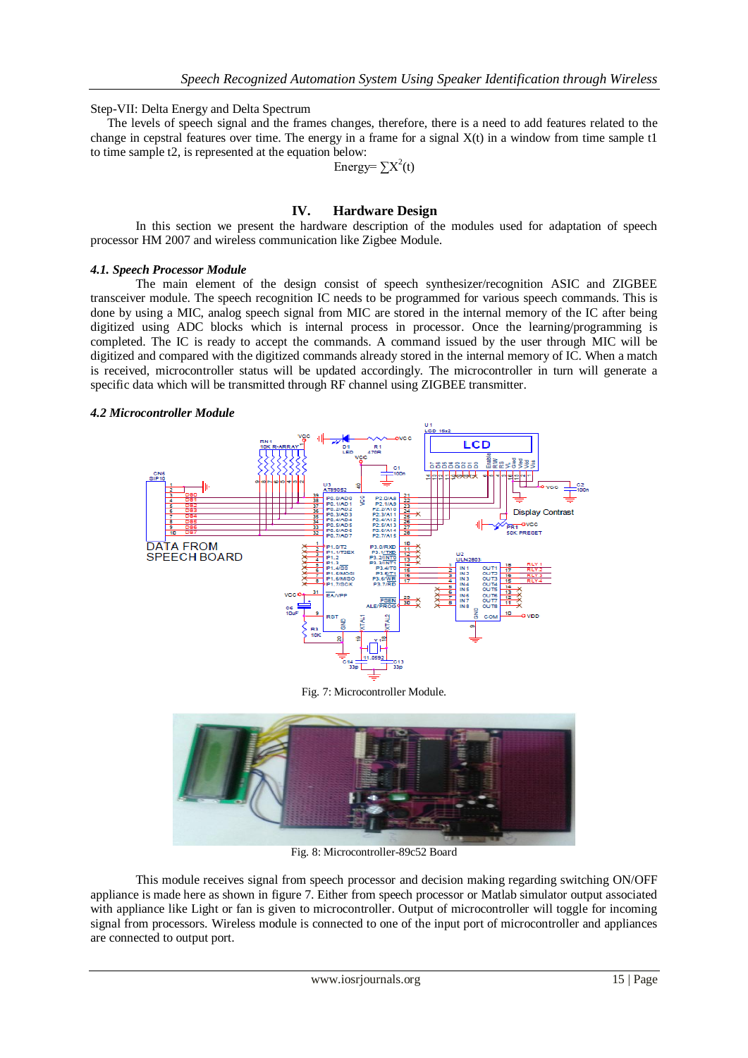Step-VII: Delta Energy and Delta Spectrum

The levels of speech signal and the frames changes, therefore, there is a need to add features related to the change in cepstral features over time. The energy in a frame for a signal X(t) in a window from time sample t1 to time sample t2, is represented at the equation below:

$$\text{Energy} = \sum X^2(t)$$

## IV. Hardware Design

In this section we present the hardware description of the modules used for adaptation of speech processor HM 2007 and wireless communication like Zigbee Module.

### *4.1. Speech Processor Module*

The main element of the design consist of speech synthesizer/recognition ASIC and ZIGBEE transceiver module. The speech recognition IC needs to be programmed for various speech commands. This is done by using a MIC, analog speech signal from MIC are stored in the internal memory of the IC after being digitized using ADC blocks which is internal process in processor. Once the learning/programming is completed. The IC is ready to accept the commands. A command issued by the user through MIC will be digitized and compared with the digitized commands already stored in the internal memory of IC. When a match is received, microcontroller status will be updated accordingly. The microcontroller in turn will generate a specific data which will be transmitted through RF channel using ZIGBEE transmitter.

### *4.2 Microcontroller Module*

Fig. 7: Microcontroller Module.

Fig. 8: Microcontroller-89c52 Board

This module receives signal from speech processor and decision making regarding switching ON/OFF appliance is made here as shown in figure 7. Either from speech processor or Matlab simulator output associated with appliance like Light or fan is given to microcontroller. Output of microcontroller will toggle for incoming signal from processors. Wireless module is connected to one of the input port of microcontroller and appliances are connected to output port.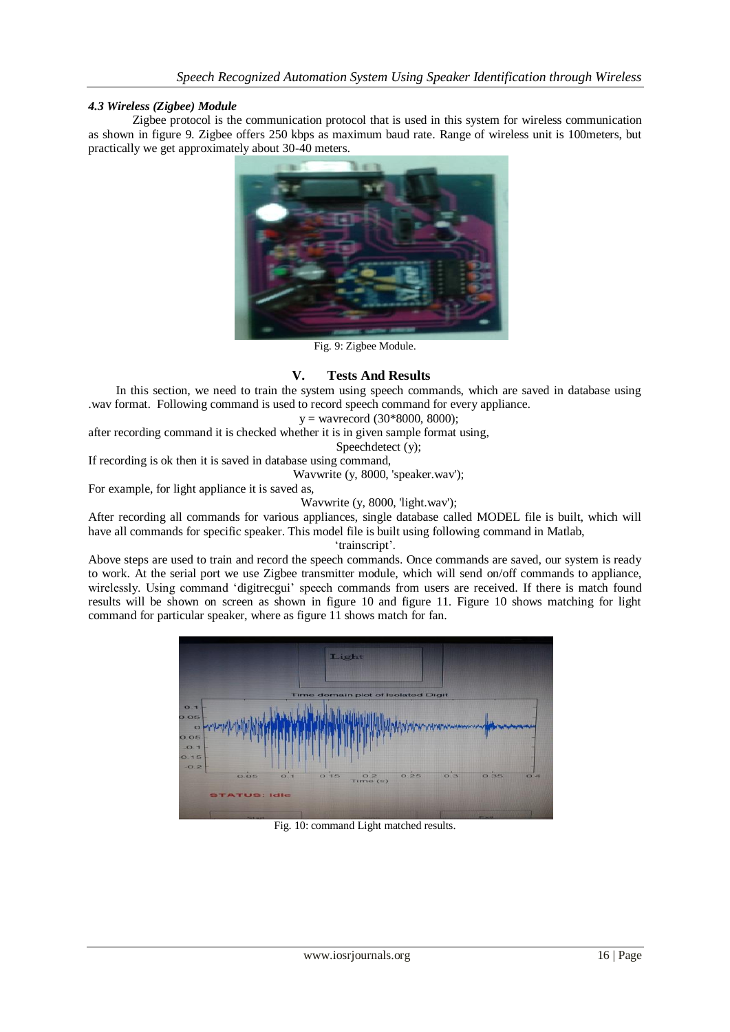### *4.3 Wireless (Zigbee) Module*

Zigbee protocol is the communication protocol that is used in this system for wireless communication as shown in figure 9. Zigbee offers 250 kbps as maximum baud rate. Range of wireless unit is 100meters, but practically we get approximately about 30-40 meters.

Fig. 9: Zigbee Module.

## V. Tests And Results

In this section, we need to train the system using speech commands, which are saved in database using .wav format. Following command is used to record speech command for every appliance.

y = wavrecord (30*8000, 8000);

after recording command it is checked whether it is in given sample format using,

Speechdetect (y);

If recording is ok then it is saved in database using command,

Wavwrite (y, 8000, 'speaker.wav');

For example, for light appliance it is saved as,

Wavwrite (y, 8000, 'light.wav');

After recording all commands for various appliances, single database called MODEL file is built, which will have all commands for specific speaker. This model file is built using following command in Matlab,

'trainscript'.

Above steps are used to train and record the speech commands. Once commands are saved, our system is ready to work. At the serial port we use Zigbee transmitter module, which will send on/off commands to appliance, wirelessly. Using command 'digitrecgui' speech commands from users are received. If there is match found results will be shown on screen as shown in figure 10 and figure 11. Figure 10 shows matching for light command for particular speaker, where as figure 11 shows match for fan.

Fig. 10: command Light matched results.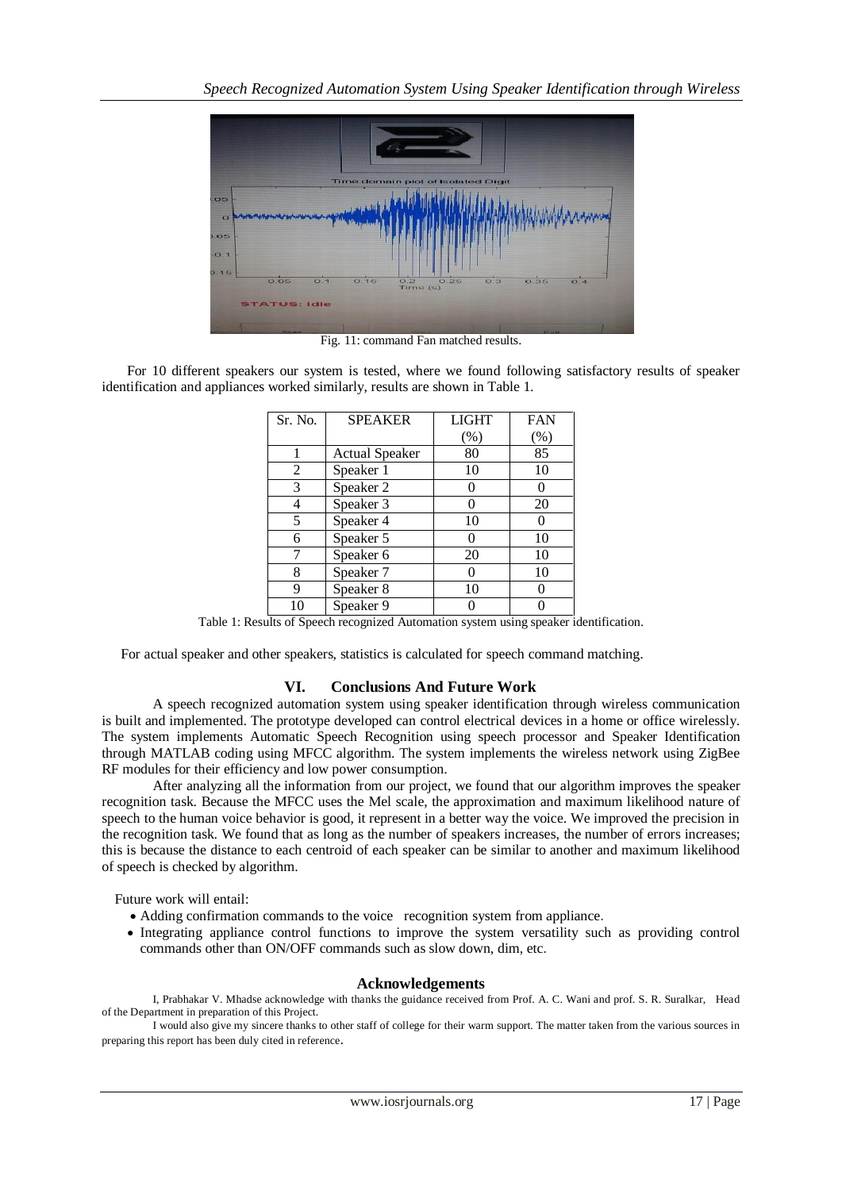Fig. 11: command Fan matched results.

For 10 different speakers our system is tested, where we found following satisfactory results of speaker identification and appliances worked similarly, results are shown in Table 1.

| Sr. No. | SPEAKER | LIGHT (%) | FAN (%) |
|---|---|---|---|
| 1 | Actual Speaker | 80 | 85 |
| 2 | Speaker 1 | 10 | 10 |
| 3 | Speaker 2 | 0 | 0 |
| 4 | Speaker 3 | 0 | 20 |
| 5 | Speaker 4 | 10 | 0 |
| 6 | Speaker 5 | 0 | 10 |
| 7 | Speaker 6 | 20 | 10 |
| 8 | Speaker 7 | 0 | 10 |
| 9 | Speaker 8 | 10 | 0 |
| 10 | Speaker 9 | 0 | 0 |

Table 1: Results of Speech recognized Automation system using speaker identification.

For actual speaker and other speakers, statistics is calculated for speech command matching.

## VI. Conclusions And Future Work

A speech recognized automation system using speaker identification through wireless communication is built and implemented. The prototype developed can control electrical devices in a home or office wirelessly. The system implements Automatic Speech Recognition using speech processor and Speaker Identification through MATLAB coding using MFCC algorithm. The system implements the wireless network using ZigBee RF modules for their efficiency and low power consumption.

After analyzing all the information from our project, we found that our algorithm improves the speaker recognition task. Because the MFCC uses the Mel scale, the approximation and maximum likelihood nature of speech to the human voice behavior is good, it represent in a better way the voice. We improved the precision in the recognition task. We found that as long as the number of speakers increases, the number of errors increases; this is because the distance to each centroid of each speaker can be similar to another and maximum likelihood of speech is checked by algorithm.

Future work will entail:

- Adding confirmation commands to the voice recognition system from appliance.
- Integrating appliance control functions to improve the system versatility such as providing control commands other than ON/OFF commands such as slow down, dim, etc.

## Acknowledgements

I, Prabhakar V. Mhadse acknowledge with thanks the guidance received from Prof. A. C. Wani and prof. S. R. Suralkar, Head of the Department in preparation of this Project.

I would also give my sincere thanks to other staff of college for their warm support. The matter taken from the various sources in preparing this report has been duly cited in reference.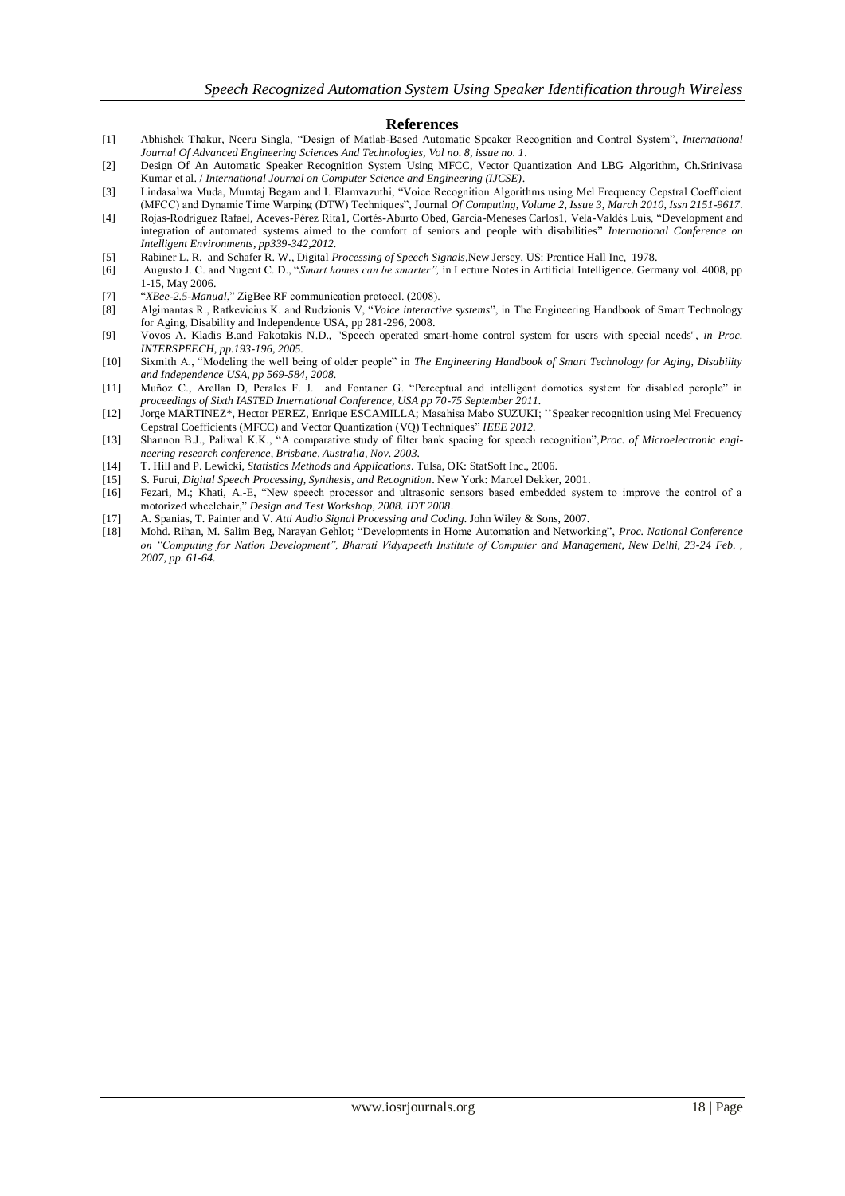## References

[1] Abhishek Thakur, Neeru Singla, "Design of Matlab-Based Automatic Speaker Recognition and Control System", *International Journal Of Advanced Engineering Sciences And Technologies, Vol no. 8, issue no. 1*.

[2] Design Of An Automatic Speaker Recognition System Using MFCC, Vector Quantization And LBG Algorithm, Ch.Srinivasa Kumar et al. / *International Journal on Computer Science and Engineering (IJCSE)*.

[3] Lindasalwa Muda, Mumtaj Begam and I. Elamvazuthi, "Voice Recognition Algorithms using Mel Frequency Cepstral Coefficient (MFCC) and Dynamic Time Warping (DTW) Techniques", Journal *Of Computing, Volume 2, Issue 3, March 2010, Issn 2151-9617.*

[4] Rojas-Rodríguez Rafael, Aceves-Pérez Rita1, Cortés-Aburto Obed, García-Meneses Carlos1, Vela-Valdés Luis, "Development and integration of automated systems aimed to the comfort of seniors and people with disabilities" *International Conference on Intelligent Environments, pp339-342,2012.*

[5] Rabiner L. R. and Schafer R. W., Digital *Processing of Speech Signals*,New Jersey, US: Prentice Hall Inc, 1978.

[6] Augusto J. C. and Nugent C. D., "*Smart homes can be smarter",* in Lecture Notes in Artificial Intelligence. Germany vol. 4008, pp 1-15, May 2006.

[7] "*XBee-2.5-Manual*," ZigBee RF communication protocol. (2008).

[8] Algimantas R., Ratkevicius K. and Rudzionis V, "*Voice interactive systems*", in The Engineering Handbook of Smart Technology for Aging, Disability and Independence USA, pp 281-296, 2008.

[9] Vovos A. Kladis B.and Fakotakis N.D., "Speech operated smart-home control system for users with special needs", *in Proc. INTERSPEECH, pp.193-196, 2005.*

[10] Sixmith A., "Modeling the well being of older people" in *The Engineering Handbook of Smart Technology for Aging, Disability and Independence USA, pp 569-584, 2008.*

[11] Muñoz C., Arellan D, Perales F. J. and Fontaner G. "Perceptual and intelligent domotics system for disabled perople" in *proceedings of Sixth IASTED International Conference, USA pp 70-75 September 2011.*

[12] Jorge MARTINEZ*, Hector PEREZ, Enrique ESCAMILLA; Masahisa Mabo SUZUKI; ''Speaker recognition using Mel Frequency Cepstral Coefficients (MFCC) and Vector Quantization (VQ) Techniques" *IEEE 2012.*

[13] Shannon B.J., Paliwal K.K., "A comparative study of filter bank spacing for speech recognition",*Proc. of Microelectronic engineering research conference, Brisbane, Australia, Nov. 2003.*

[14] T. Hill and P. Lewicki, *Statistics Methods and Applications*. Tulsa, OK: StatSoft Inc., 2006.

[15] S. Furui, *Digital Speech Processing, Synthesis, and Recognition*. New York: Marcel Dekker, 2001.

[16] Fezari, M.; Khati, A.-E, "New speech processor and ultrasonic sensors based embedded system to improve the control of a motorized wheelchair," *Design and Test Workshop, 2008. IDT 2008*.

[17] A. Spanias, T. Painter and V. *Atti Audio Signal Processing and Coding*. John Wiley & Sons, 2007.

[18] Mohd. Rihan, M. Salim Beg, Narayan Gehlot; "Developments in Home Automation and Networking", *Proc. National Conference on "Computing for Nation Development", Bharati Vidyapeeth Institute of Computer and Management, New Delhi, 23-24 Feb. , 2007, pp. 61-64.*